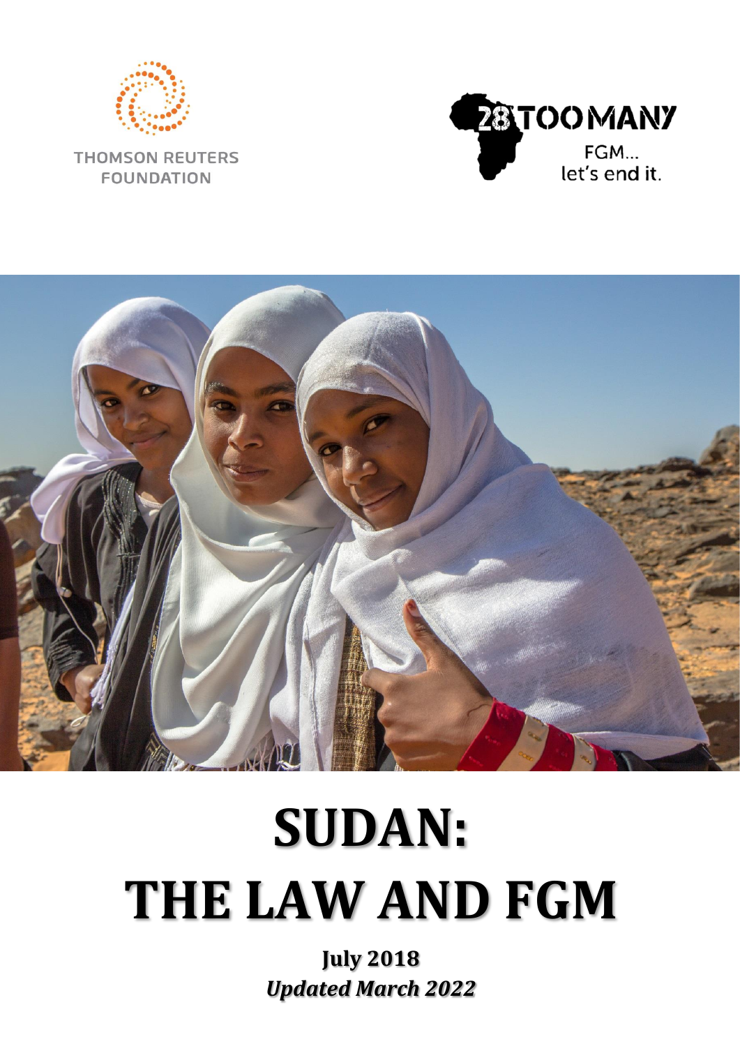THOMSON REUTERS FOUNDATION

28 TOO MANY
FGM... let's end it.

# SUDAN: THE LAW AND FGM

**July 2018**

***Updated March 2022***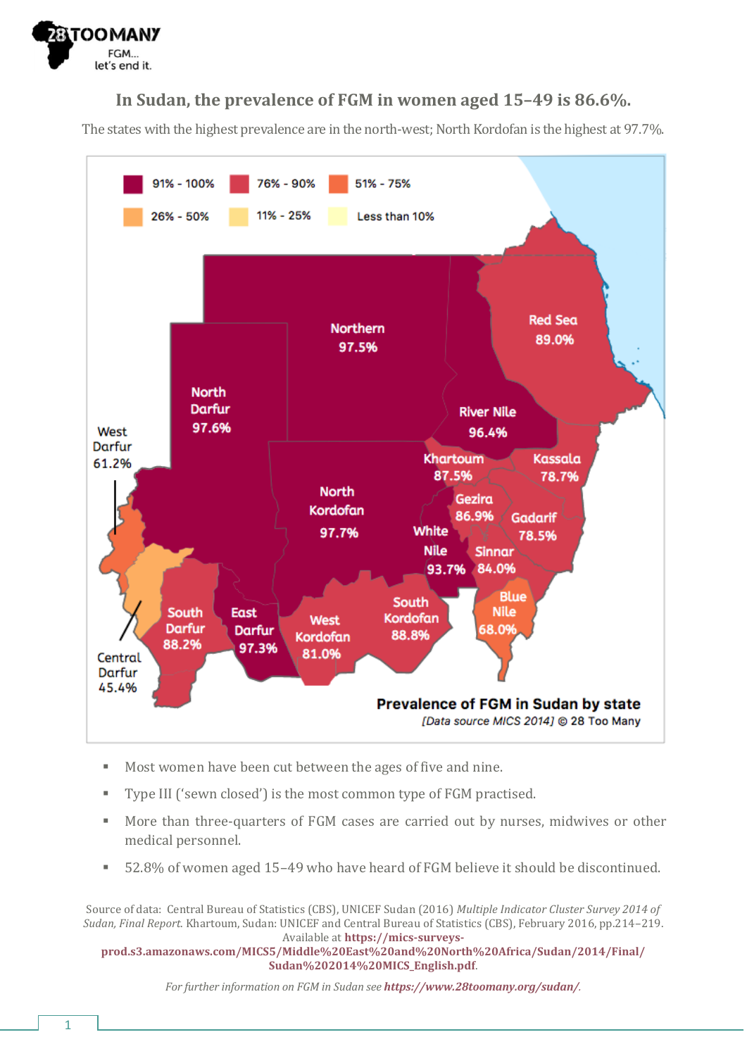**In Sudan, the prevalence of FGM in women aged 15–49 is 86.6%.**

The states with the highest prevalence are in the north-west; North Kordofan is the highest at 97.7%.

91% - 100% | 76% - 90% | 51% - 75% | 26% - 50% | 11% - 25% | Less than 10%

Northern 97.5%
Red Sea 89.0%
North Darfur 97.6%
River Nile 96.4%
West Darfur 61.2%
Khartoum 87.5%
Kassala 78.7%
North Kordofan 97.7%
Gezira 86.9%
Gadarif 78.5%
White Nile 93.7%
Sinnar 84.0%
Blue Nile 68.0%
South Kordofan 88.8%
West Kordofan 81.0%
East Darfur 97.3%
South Darfur 88.2%
Central Darfur 45.4%

**Prevalence of FGM in Sudan by state**
*[Data source MICS 2014]* © 28 Too Many

- Most women have been cut between the ages of five and nine.
- Type III ('sewn closed') is the most common type of FGM practised.
- More than three-quarters of FGM cases are carried out by nurses, midwives or other medical personnel.
- 52.8% of women aged 15–49 who have heard of FGM believe it should be discontinued.

Source of data: Central Bureau of Statistics (CBS), UNICEF Sudan (2016) *Multiple Indicator Cluster Survey 2014 of Sudan, Final Report.* Khartoum, Sudan: UNICEF and Central Bureau of Statistics (CBS), February 2016, pp.214–219. Available at **https://mics-surveys-prod.s3.amazonaws.com/MICS5/Middle%20East%20and%20North%20Africa/Sudan/2014/Final/Sudan%202014%20MICS_English.pdf**.

*For further information on FGM in Sudan see* ***https://www.28toomany.org/sudan/****.*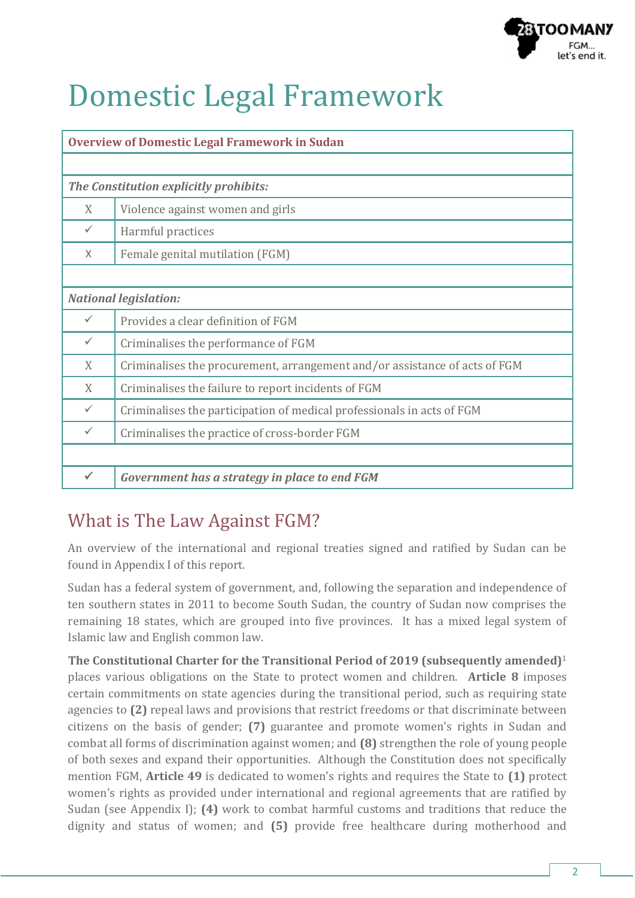# Domestic Legal Framework

| Overview of Domestic Legal Framework in Sudan | |
|---|---|
| | |
| ***The Constitution explicitly prohibits:*** | |
| X | Violence against women and girls |
| ✓ | Harmful practices |
| X | Female genital mutilation (FGM) |
| | |
| ***National legislation:*** | |
| ✓ | Provides a clear definition of FGM |
| ✓ | Criminalises the performance of FGM |
| X | Criminalises the procurement, arrangement and/or assistance of acts of FGM |
| X | Criminalises the failure to report incidents of FGM |
| ✓ | Criminalises the participation of medical professionals in acts of FGM |
| ✓ | Criminalises the practice of cross-border FGM |
| | |
| ✓ | ***Government has a strategy in place to end FGM*** |

## What is The Law Against FGM?

An overview of the international and regional treaties signed and ratified by Sudan can be found in Appendix I of this report.

Sudan has a federal system of government, and, following the separation and independence of ten southern states in 2011 to become South Sudan, the country of Sudan now comprises the remaining 18 states, which are grouped into five provinces. It has a mixed legal system of Islamic law and English common law.

**The Constitutional Charter for the Transitional Period of 2019 (subsequently amended)**[1] places various obligations on the State to protect women and children. **Article 8** imposes certain commitments on state agencies during the transitional period, such as requiring state agencies to **(2)** repeal laws and provisions that restrict freedoms or that discriminate between citizens on the basis of gender; **(7)** guarantee and promote women's rights in Sudan and combat all forms of discrimination against women; and **(8)** strengthen the role of young people of both sexes and expand their opportunities. Although the Constitution does not specifically mention FGM, **Article 49** is dedicated to women's rights and requires the State to **(1)** protect women's rights as provided under international and regional agreements that are ratified by Sudan (see Appendix I); **(4)** work to combat harmful customs and traditions that reduce the dignity and status of women; and **(5)** provide free healthcare during motherhood and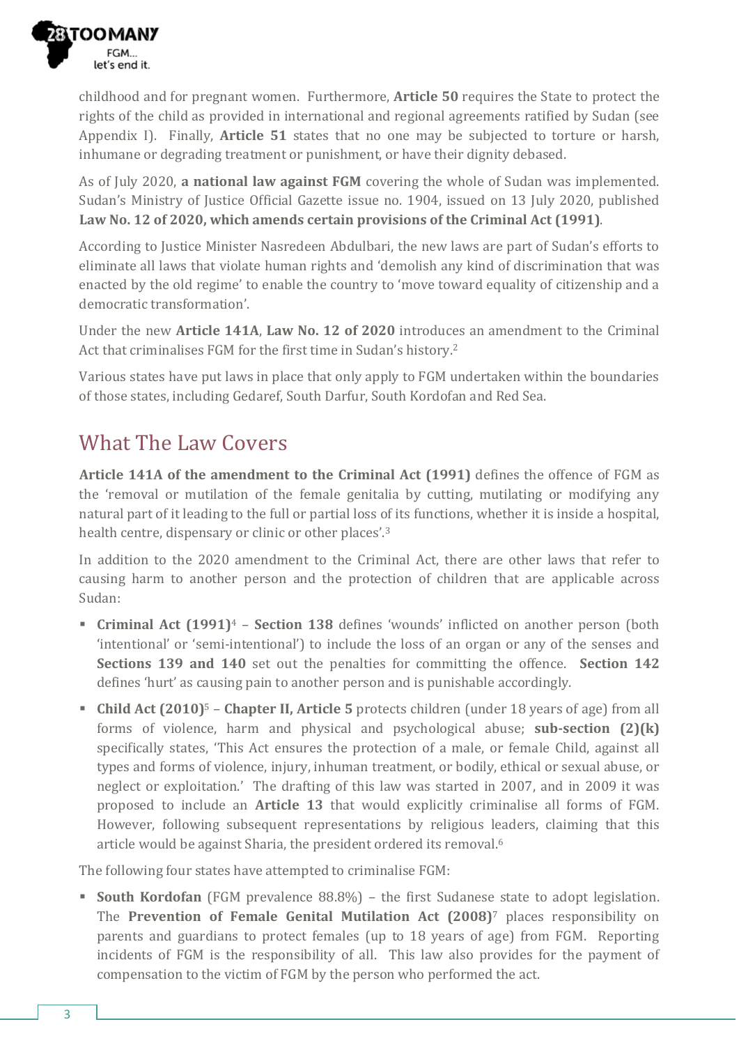childhood and for pregnant women. Furthermore, **Article 50** requires the State to protect the rights of the child as provided in international and regional agreements ratified by Sudan (see Appendix I). Finally, **Article 51** states that no one may be subjected to torture or harsh, inhumane or degrading treatment or punishment, or have their dignity debased.

As of July 2020, **a national law against FGM** covering the whole of Sudan was implemented. Sudan's Ministry of Justice Official Gazette issue no. 1904, issued on 13 July 2020, published **Law No. 12 of 2020, which amends certain provisions of the Criminal Act (1991)**.

According to Justice Minister Nasredeen Abdulbari, the new laws are part of Sudan's efforts to eliminate all laws that violate human rights and 'demolish any kind of discrimination that was enacted by the old regime' to enable the country to 'move toward equality of citizenship and a democratic transformation'.

Under the new **Article 141A**, **Law No. 12 of 2020** introduces an amendment to the Criminal Act that criminalises FGM for the first time in Sudan's history.[2]

Various states have put laws in place that only apply to FGM undertaken within the boundaries of those states, including Gedaref, South Darfur, South Kordofan and Red Sea.

## What The Law Covers

**Article 141A of the amendment to the Criminal Act (1991)** defines the offence of FGM as the 'removal or mutilation of the female genitalia by cutting, mutilating or modifying any natural part of it leading to the full or partial loss of its functions, whether it is inside a hospital, health centre, dispensary or clinic or other places'.[3]

In addition to the 2020 amendment to the Criminal Act, there are other laws that refer to causing harm to another person and the protection of children that are applicable across Sudan:

- **Criminal Act (1991)**[4] – **Section 138** defines 'wounds' inflicted on another person (both 'intentional' or 'semi-intentional') to include the loss of an organ or any of the senses and **Sections 139 and 140** set out the penalties for committing the offence. **Section 142** defines 'hurt' as causing pain to another person and is punishable accordingly.
- **Child Act (2010)**[5] – **Chapter II, Article 5** protects children (under 18 years of age) from all forms of violence, harm and physical and psychological abuse; **sub-section (2)(k)** specifically states, 'This Act ensures the protection of a male, or female Child, against all types and forms of violence, injury, inhuman treatment, or bodily, ethical or sexual abuse, or neglect or exploitation.' The drafting of this law was started in 2007, and in 2009 it was proposed to include an **Article 13** that would explicitly criminalise all forms of FGM. However, following subsequent representations by religious leaders, claiming that this article would be against Sharia, the president ordered its removal.[6]

The following four states have attempted to criminalise FGM:

- **South Kordofan** (FGM prevalence 88.8%) – the first Sudanese state to adopt legislation. The **Prevention of Female Genital Mutilation Act (2008)**[7] places responsibility on parents and guardians to protect females (up to 18 years of age) from FGM. Reporting incidents of FGM is the responsibility of all. This law also provides for the payment of compensation to the victim of FGM by the person who performed the act.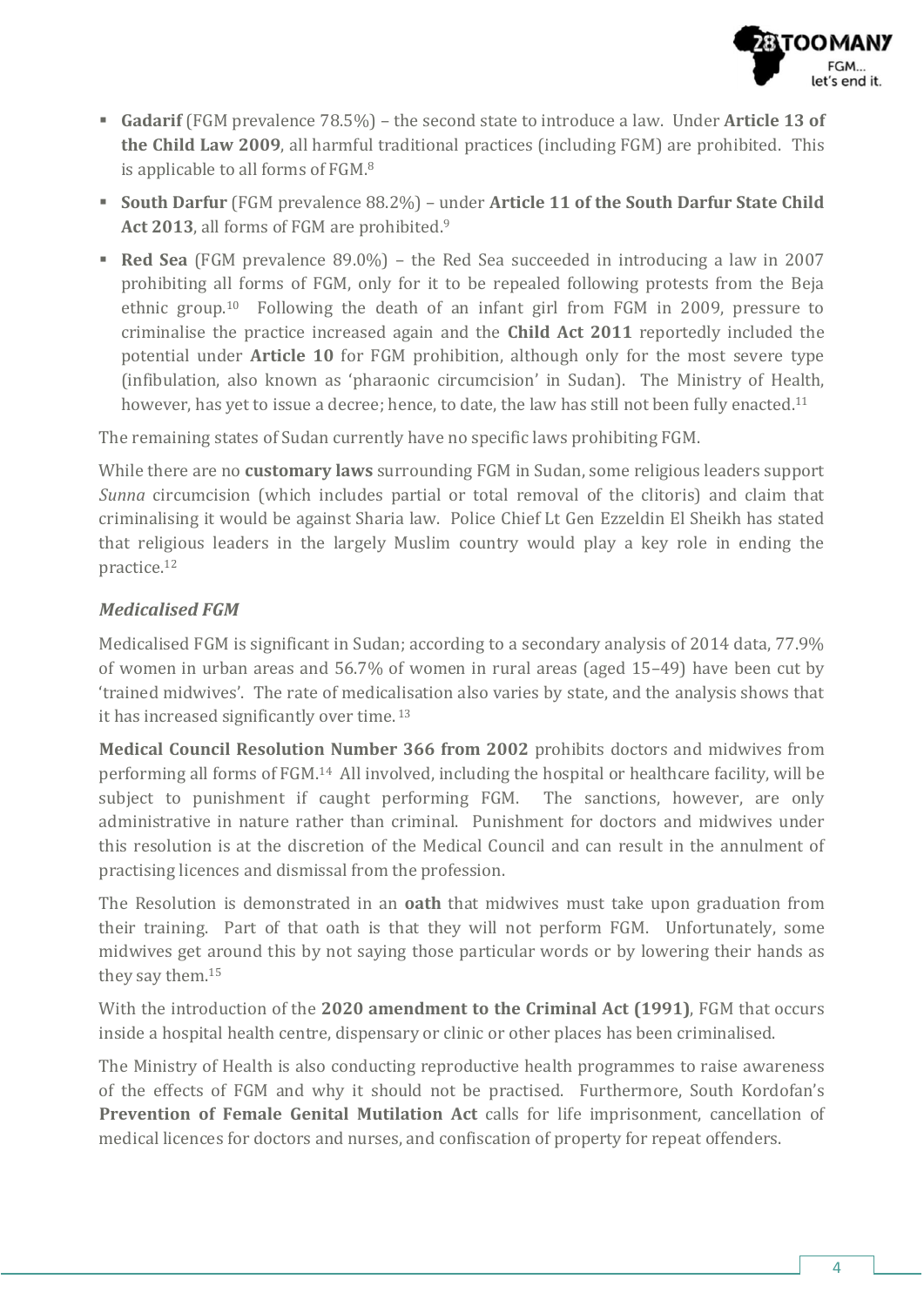- **Gadarif** (FGM prevalence 78.5%) – the second state to introduce a law. Under **Article 13 of the Child Law 2009**, all harmful traditional practices (including FGM) are prohibited. This is applicable to all forms of FGM.[8]
- **South Darfur** (FGM prevalence 88.2%) – under **Article 11 of the South Darfur State Child Act 2013**, all forms of FGM are prohibited.[9]
- **Red Sea** (FGM prevalence 89.0%) – the Red Sea succeeded in introducing a law in 2007 prohibiting all forms of FGM, only for it to be repealed following protests from the Beja ethnic group.[10] Following the death of an infant girl from FGM in 2009, pressure to criminalise the practice increased again and the **Child Act 2011** reportedly included the potential under **Article 10** for FGM prohibition, although only for the most severe type (infibulation, also known as 'pharaonic circumcision' in Sudan). The Ministry of Health, however, has yet to issue a decree; hence, to date, the law has still not been fully enacted.[11]

The remaining states of Sudan currently have no specific laws prohibiting FGM.

While there are no **customary laws** surrounding FGM in Sudan, some religious leaders support *Sunna* circumcision (which includes partial or total removal of the clitoris) and claim that criminalising it would be against Sharia law. Police Chief Lt Gen Ezzeldin El Sheikh has stated that religious leaders in the largely Muslim country would play a key role in ending the practice.[12]

### *Medicalised FGM*

Medicalised FGM is significant in Sudan; according to a secondary analysis of 2014 data, 77.9% of women in urban areas and 56.7% of women in rural areas (aged 15–49) have been cut by 'trained midwives'. The rate of medicalisation also varies by state, and the analysis shows that it has increased significantly over time.[13]

**Medical Council Resolution Number 366 from 2002** prohibits doctors and midwives from performing all forms of FGM.[14] All involved, including the hospital or healthcare facility, will be subject to punishment if caught performing FGM. The sanctions, however, are only administrative in nature rather than criminal. Punishment for doctors and midwives under this resolution is at the discretion of the Medical Council and can result in the annulment of practising licences and dismissal from the profession.

The Resolution is demonstrated in an **oath** that midwives must take upon graduation from their training. Part of that oath is that they will not perform FGM. Unfortunately, some midwives get around this by not saying those particular words or by lowering their hands as they say them.[15]

With the introduction of the **2020 amendment to the Criminal Act (1991)**, FGM that occurs inside a hospital health centre, dispensary or clinic or other places has been criminalised.

The Ministry of Health is also conducting reproductive health programmes to raise awareness of the effects of FGM and why it should not be practised. Furthermore, South Kordofan's **Prevention of Female Genital Mutilation Act** calls for life imprisonment, cancellation of medical licences for doctors and nurses, and confiscation of property for repeat offenders.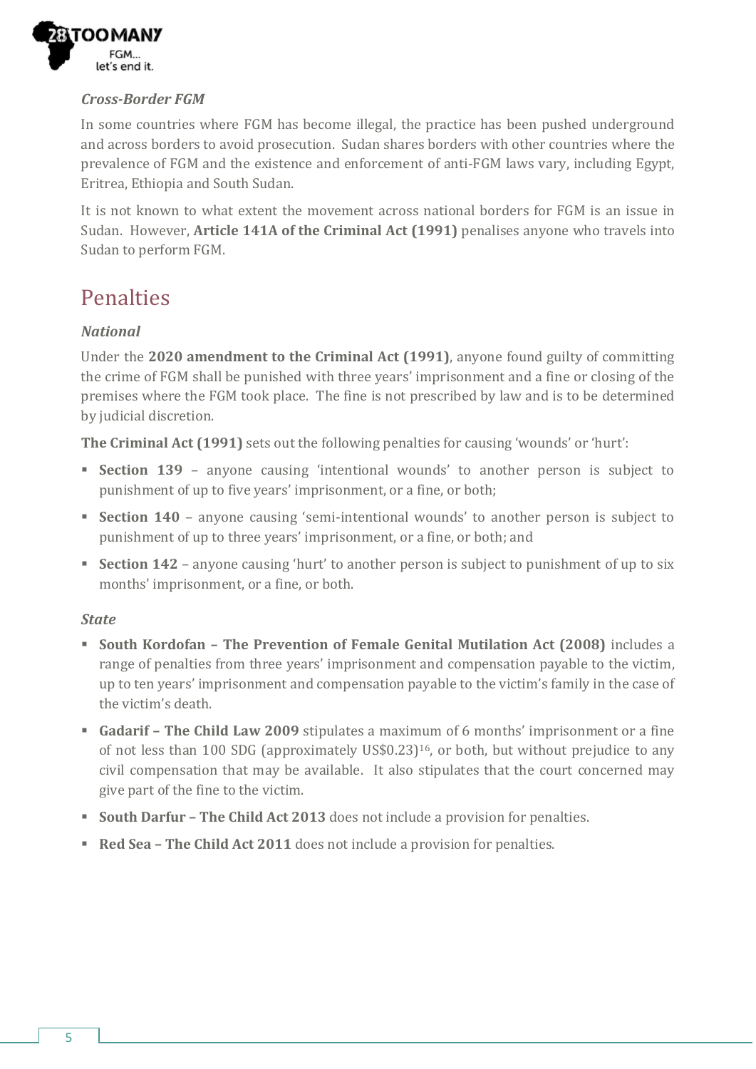### *Cross-Border FGM*

In some countries where FGM has become illegal, the practice has been pushed underground and across borders to avoid prosecution. Sudan shares borders with other countries where the prevalence of FGM and the existence and enforcement of anti-FGM laws vary, including Egypt, Eritrea, Ethiopia and South Sudan.

It is not known to what extent the movement across national borders for FGM is an issue in Sudan. However, **Article 141A of the Criminal Act (1991)** penalises anyone who travels into Sudan to perform FGM.

## Penalties

### *National*

Under the **2020 amendment to the Criminal Act (1991)**, anyone found guilty of committing the crime of FGM shall be punished with three years' imprisonment and a fine or closing of the premises where the FGM took place. The fine is not prescribed by law and is to be determined by judicial discretion.

**The Criminal Act (1991)** sets out the following penalties for causing 'wounds' or 'hurt':

- **Section 139** – anyone causing 'intentional wounds' to another person is subject to punishment of up to five years' imprisonment, or a fine, or both;
- **Section 140** – anyone causing 'semi-intentional wounds' to another person is subject to punishment of up to three years' imprisonment, or a fine, or both; and
- **Section 142** – anyone causing 'hurt' to another person is subject to punishment of up to six months' imprisonment, or a fine, or both.

### *State*

- **South Kordofan – The Prevention of Female Genital Mutilation Act (2008)** includes a range of penalties from three years' imprisonment and compensation payable to the victim, up to ten years' imprisonment and compensation payable to the victim's family in the case of the victim's death.
- **Gadarif – The Child Law 2009** stipulates a maximum of 6 months' imprisonment or a fine of not less than 100 SDG (approximately US$0.23)[16], or both, but without prejudice to any civil compensation that may be available. It also stipulates that the court concerned may give part of the fine to the victim.
- **South Darfur – The Child Act 2013** does not include a provision for penalties.
- **Red Sea – The Child Act 2011** does not include a provision for penalties.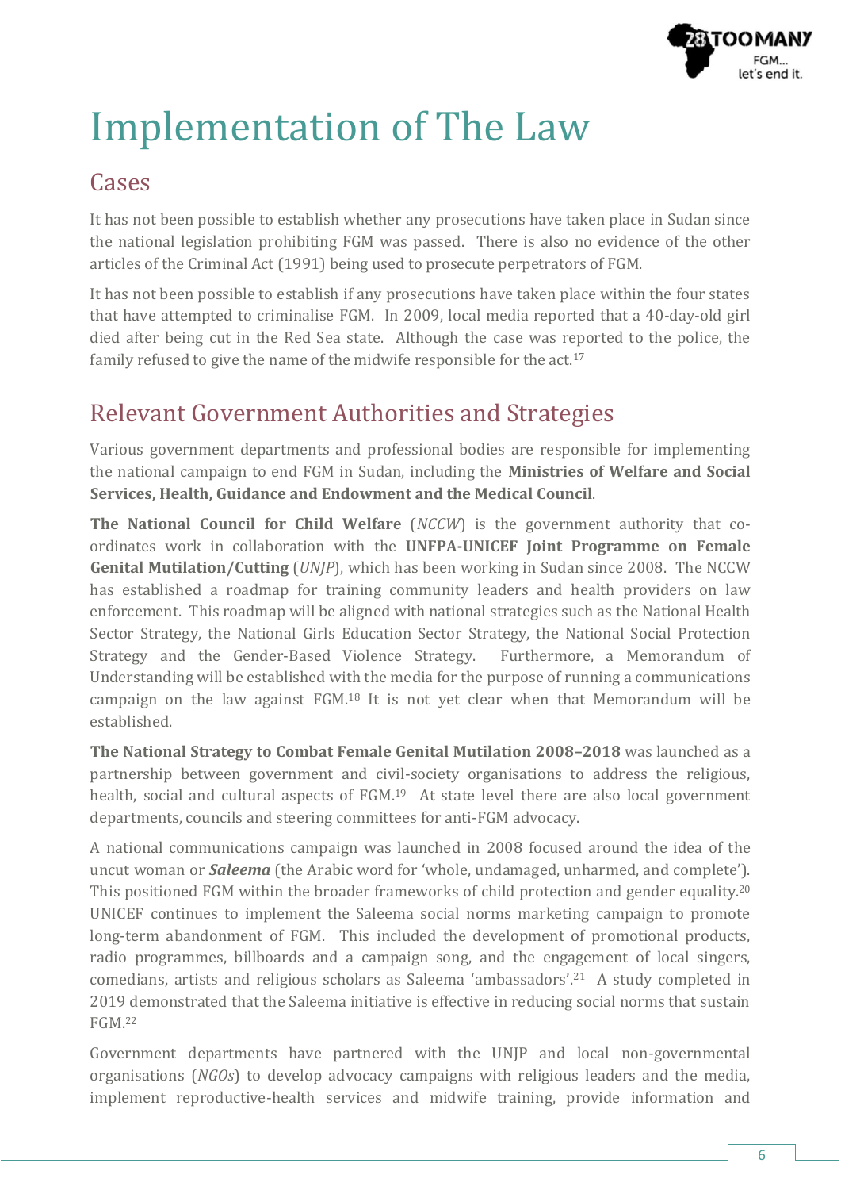# Implementation of The Law

## Cases

It has not been possible to establish whether any prosecutions have taken place in Sudan since the national legislation prohibiting FGM was passed. There is also no evidence of the other articles of the Criminal Act (1991) being used to prosecute perpetrators of FGM.

It has not been possible to establish if any prosecutions have taken place within the four states that have attempted to criminalise FGM. In 2009, local media reported that a 40-day-old girl died after being cut in the Red Sea state. Although the case was reported to the police, the family refused to give the name of the midwife responsible for the act.[17]

## Relevant Government Authorities and Strategies

Various government departments and professional bodies are responsible for implementing the national campaign to end FGM in Sudan, including the **Ministries of Welfare and Social Services, Health, Guidance and Endowment and the Medical Council**.

**The National Council for Child Welfare** (*NCCW*) is the government authority that co-ordinates work in collaboration with the **UNFPA-UNICEF Joint Programme on Female Genital Mutilation/Cutting** (*UNJP*), which has been working in Sudan since 2008. The NCCW has established a roadmap for training community leaders and health providers on law enforcement. This roadmap will be aligned with national strategies such as the National Health Sector Strategy, the National Girls Education Sector Strategy, the National Social Protection Strategy and the Gender-Based Violence Strategy. Furthermore, a Memorandum of Understanding will be established with the media for the purpose of running a communications campaign on the law against FGM.[18] It is not yet clear when that Memorandum will be established.

**The National Strategy to Combat Female Genital Mutilation 2008–2018** was launched as a partnership between government and civil-society organisations to address the religious, health, social and cultural aspects of FGM.[19] At state level there are also local government departments, councils and steering committees for anti-FGM advocacy.

A national communications campaign was launched in 2008 focused around the idea of the uncut woman or ***Saleema*** (the Arabic word for 'whole, undamaged, unharmed, and complete'). This positioned FGM within the broader frameworks of child protection and gender equality.[20] UNICEF continues to implement the Saleema social norms marketing campaign to promote long-term abandonment of FGM. This included the development of promotional products, radio programmes, billboards and a campaign song, and the engagement of local singers, comedians, artists and religious scholars as Saleema 'ambassadors'.[21] A study completed in 2019 demonstrated that the Saleema initiative is effective in reducing social norms that sustain FGM.[22]

Government departments have partnered with the UNJP and local non-governmental organisations (*NGOs*) to develop advocacy campaigns with religious leaders and the media, implement reproductive-health services and midwife training, provide information and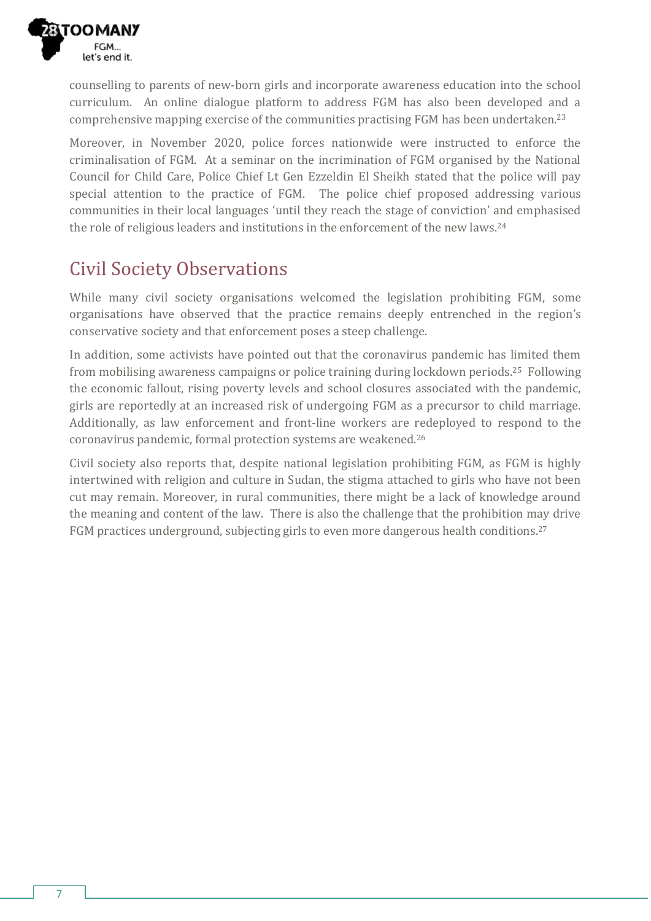counselling to parents of new-born girls and incorporate awareness education into the school curriculum. An online dialogue platform to address FGM has also been developed and a comprehensive mapping exercise of the communities practising FGM has been undertaken.[23]

Moreover, in November 2020, police forces nationwide were instructed to enforce the criminalisation of FGM. At a seminar on the incrimination of FGM organised by the National Council for Child Care, Police Chief Lt Gen Ezzeldin El Sheikh stated that the police will pay special attention to the practice of FGM. The police chief proposed addressing various communities in their local languages 'until they reach the stage of conviction' and emphasised the role of religious leaders and institutions in the enforcement of the new laws.[24]

## Civil Society Observations

While many civil society organisations welcomed the legislation prohibiting FGM, some organisations have observed that the practice remains deeply entrenched in the region's conservative society and that enforcement poses a steep challenge.

In addition, some activists have pointed out that the coronavirus pandemic has limited them from mobilising awareness campaigns or police training during lockdown periods.[25] Following the economic fallout, rising poverty levels and school closures associated with the pandemic, girls are reportedly at an increased risk of undergoing FGM as a precursor to child marriage. Additionally, as law enforcement and front-line workers are redeployed to respond to the coronavirus pandemic, formal protection systems are weakened.[26]

Civil society also reports that, despite national legislation prohibiting FGM, as FGM is highly intertwined with religion and culture in Sudan, the stigma attached to girls who have not been cut may remain. Moreover, in rural communities, there might be a lack of knowledge around the meaning and content of the law. There is also the challenge that the prohibition may drive FGM practices underground, subjecting girls to even more dangerous health conditions.[27]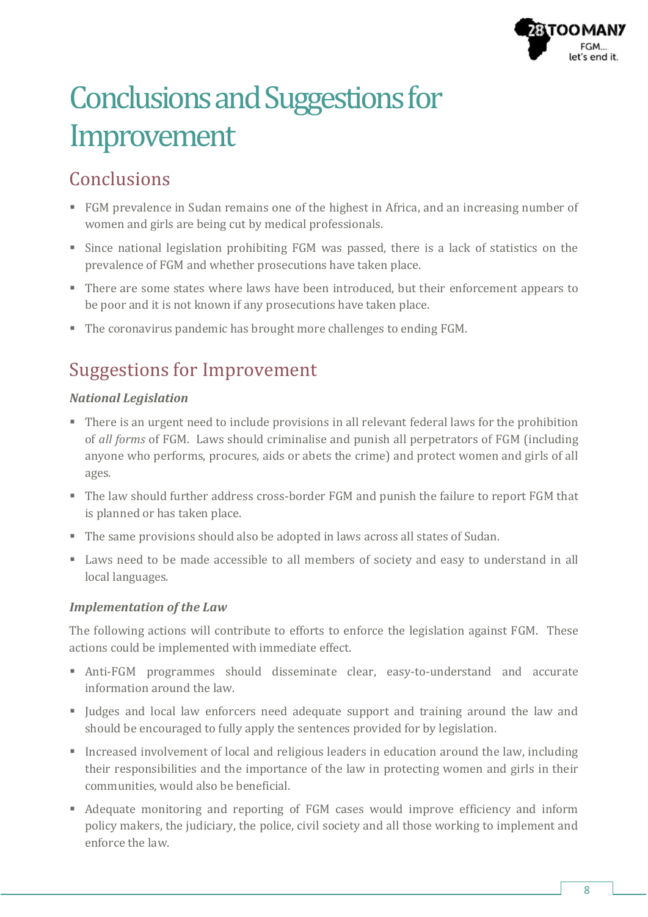# Conclusions and Suggestions for Improvement

## Conclusions

- FGM prevalence in Sudan remains one of the highest in Africa, and an increasing number of women and girls are being cut by medical professionals.
- Since national legislation prohibiting FGM was passed, there is a lack of statistics on the prevalence of FGM and whether prosecutions have taken place.
- There are some states where laws have been introduced, but their enforcement appears to be poor and it is not known if any prosecutions have taken place.
- The coronavirus pandemic has brought more challenges to ending FGM.

## Suggestions for Improvement

### *National Legislation*

- There is an urgent need to include provisions in all relevant federal laws for the prohibition of *all forms* of FGM. Laws should criminalise and punish all perpetrators of FGM (including anyone who performs, procures, aids or abets the crime) and protect women and girls of all ages.
- The law should further address cross-border FGM and punish the failure to report FGM that is planned or has taken place.
- The same provisions should also be adopted in laws across all states of Sudan.
- Laws need to be made accessible to all members of society and easy to understand in all local languages.

### *Implementation of the Law*

The following actions will contribute to efforts to enforce the legislation against FGM. These actions could be implemented with immediate effect.

- Anti-FGM programmes should disseminate clear, easy-to-understand and accurate information around the law.
- Judges and local law enforcers need adequate support and training around the law and should be encouraged to fully apply the sentences provided for by legislation.
- Increased involvement of local and religious leaders in education around the law, including their responsibilities and the importance of the law in protecting women and girls in their communities, would also be beneficial.
- Adequate monitoring and reporting of FGM cases would improve efficiency and inform policy makers, the judiciary, the police, civil society and all those working to implement and enforce the law.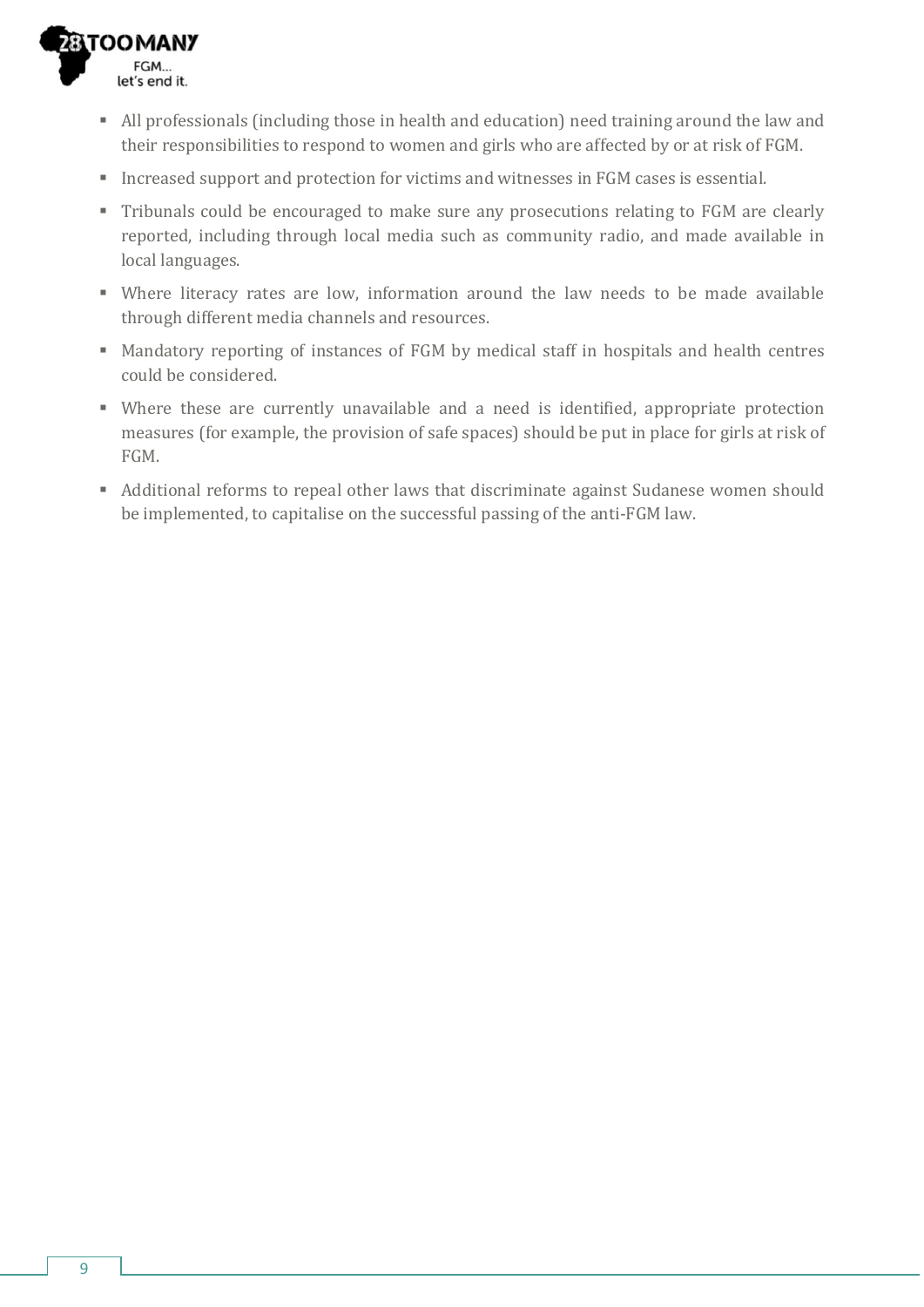- All professionals (including those in health and education) need training around the law and their responsibilities to respond to women and girls who are affected by or at risk of FGM.
- Increased support and protection for victims and witnesses in FGM cases is essential.
- Tribunals could be encouraged to make sure any prosecutions relating to FGM are clearly reported, including through local media such as community radio, and made available in local languages.
- Where literacy rates are low, information around the law needs to be made available through different media channels and resources.
- Mandatory reporting of instances of FGM by medical staff in hospitals and health centres could be considered.
- Where these are currently unavailable and a need is identified, appropriate protection measures (for example, the provision of safe spaces) should be put in place for girls at risk of FGM.
- Additional reforms to repeal other laws that discriminate against Sudanese women should be implemented, to capitalise on the successful passing of the anti-FGM law.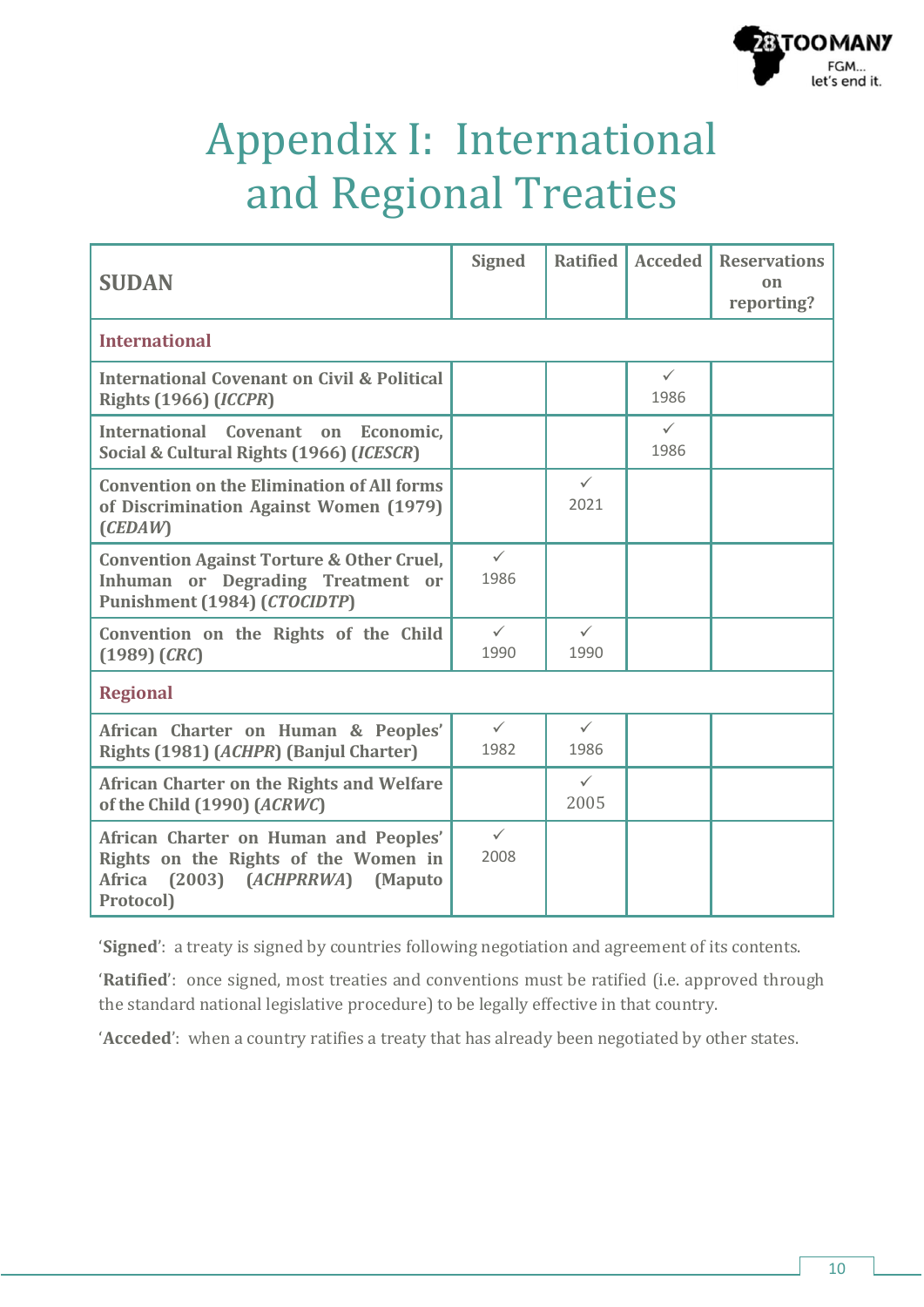# Appendix I: International and Regional Treaties

| SUDAN | Signed | Ratified | Acceded | Reservations on reporting? |
|---|---|---|---|---|
| **International** | | | | |
| International Covenant on Civil & Political Rights (1966) (*ICCPR*) | | | ✓ 1986 | |
| International Covenant on Economic, Social & Cultural Rights (1966) (*ICESCR*) | | | ✓ 1986 | |
| Convention on the Elimination of All forms of Discrimination Against Women (1979) (*CEDAW*) | | ✓ 2021 | | |
| Convention Against Torture & Other Cruel, Inhuman or Degrading Treatment or Punishment (1984) (*CTOCIDTP*) | ✓ 1986 | | | |
| Convention on the Rights of the Child (1989) (*CRC*) | ✓ 1990 | ✓ 1990 | | |
| **Regional** | | | | |
| African Charter on Human & Peoples' Rights (1981) (*ACHPR*) (Banjul Charter) | ✓ 1982 | ✓ 1986 | | |
| African Charter on the Rights and Welfare of the Child (1990) (*ACRWC*) | | ✓ 2005 | | |
| African Charter on Human and Peoples' Rights on the Rights of the Women in Africa (2003) (*ACHPRRWA*) (Maputo Protocol) | ✓ 2008 | | | |

'**Signed**': a treaty is signed by countries following negotiation and agreement of its contents.

'**Ratified**': once signed, most treaties and conventions must be ratified (i.e. approved through the standard national legislative procedure) to be legally effective in that country.

'**Acceded**': when a country ratifies a treaty that has already been negotiated by other states.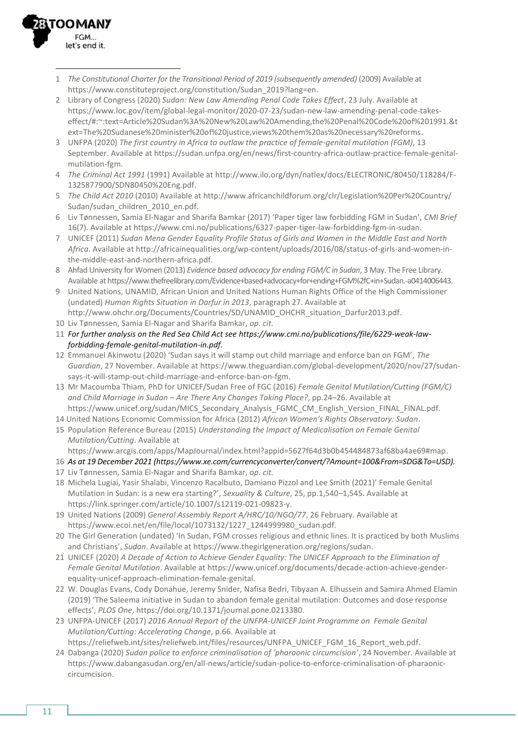1 *The Constitutional Charter for the Transitional Period of 2019 (subsequently amended)* (2009) Available at https://www.constituteproject.org/constitution/Sudan_2019?lang=en.

2 Library of Congress (2020) *Sudan: New Law Amending Penal Code Takes Effect*, 23 July. Available at https://www.loc.gov/item/global-legal-monitor/2020-07-23/sudan-new-law-amending-penal-code-takes-effect/#:~:text=Article%20Sudan%3A%20New%20Law%20Amending,the%20Penal%20Code%20of%201991.&text=The%20Sudanese%20minister%20of%20justice,views%20them%20as%20necessary%20reforms.

3 UNFPA (2020) *The first country in Africa to outlaw the practice of female-genital mutilation (FGM)*, 13 September. Available at https://sudan.unfpa.org/en/news/first-country-africa-outlaw-practice-female-genital-mutilation-fgm.

4 *The Criminal Act 1991* (1991) Available at http://www.ilo.org/dyn/natlex/docs/ELECTRONIC/80450/118284/F-1325877900/SDN80450%20Eng.pdf.

5 *The Child Act 2010* (2010) Available at http://www.africanchildforum.org/clr/Legislation%20Per%20Country/Sudan/sudan_children_2010_en.pdf.

6 Liv Tønnessen, Samia El-Nagar and Sharifa Bamkar (2017) 'Paper tiger law forbidding FGM in Sudan', *CMI Brief* 16(7). Available at https://www.cmi.no/publications/6327-paper-tiger-law-forbidding-fgm-in-sudan.

7 UNICEF (2011) *Sudan Mena Gender Equality Profile Status of Girls and Women in the Middle East and North Africa*. Available at http://africainequalities.org/wp-content/uploads/2016/08/status-of-girls-and-women-in-the-middle-east-and-northern-africa.pdf.

8 Ahfad University for Women (2013) *Evidence based advocacy for ending FGM/C in Sudan*, 3 May. The Free Library. Available at https://www.thefreelibrary.com/Evidence+based+advocacy+for+ending+FGM%2fC+in+Sudan.-a0414006443.

9 United Nations, UNAMID, African Union and United Nations Human Rights Office of the High Commissioner (undated) *Human Rights Situation in Darfur in 2013*, paragraph 27. Available at http://www.ohchr.org/Documents/Countries/SD/UNAMID_OHCHR_situation_Darfur2013.pdf.

10 Liv Tønnessen, Samia El-Nagar and Sharifa Bamkar, *op. cit.*

11 *For further analysis on the Red Sea Child Act see https://www.cmi.no/publications/file/6229-weak-law-forbidding-female-genital-mutilation-in.pdf.*

12 Emmanuel Akinwotu (2020) 'Sudan says it will stamp out child marriage and enforce ban on FGM', *The Guardian*, 27 November. Available at https://www.theguardian.com/global-development/2020/nov/27/sudan-says-it-will-stamp-out-child-marriage-and-enforce-ban-on-fgm.

13 Mr Macoumba Thiam, PhD for UNICEF/Sudan Free of FGC (2016) *Female Genital Mutilation/Cutting (FGM/C) and Child Marriage in Sudan – Are There Any Changes Taking Place?*, pp.24–26. Available at https://www.unicef.org/sudan/MICS_Secondary_Analysis_FGMC_CM_English_Version_FINAL_FINAL.pdf.

14 United Nations Economic Commission for Africa (2012) *African Women's Rights Observatory: Sudan*.

15 Population Reference Bureau (2015) *Understanding the Impact of Medicalisation on Female Genital Mutilation/Cutting*. Available at https://www.arcgis.com/apps/MapJournal/index.html?appid=5627f64d3b0b454484873af68ba4ae69#map.

16 *As at 19 December 2021 (https://www.xe.com/currencyconverter/convert/?Amount=100&From=SDG&To=USD).*

17 Liv Tønnessen, Samia El-Nagar and Sharifa Bamkar, *op. cit.*

18 Michela Lugiai, Yasir Shalabi, Vincenzo Racalbuto, Damiano Pizzol and Lee Smith (2021)' Female Genital Mutilation in Sudan: is a new era starting?', *Sexuality & Culture*, 25, pp.1,540–1,545. Available at https://link.springer.com/article/10.1007/s12119-021-09823-y.

19 United Nations (2009) *General Assembly Report A/HRC/10/NGO/77*, 26 February. Available at https://www.ecoi.net/en/file/local/1073132/1227_1244999980_sudan.pdf.

20 The Girl Generation (undated) 'In Sudan, FGM crosses religious and ethnic lines. It is practiced by both Muslims and Christians', *Sudan*. Available at https://www.thegirlgeneration.org/regions/sudan.

21 UNICEF (2020) *A Decade of Action to Achieve Gender Equality: The UNICEF Approach to the Elimination of Female Genital Mutilation*. Available at https://www.unicef.org/documents/decade-action-achieve-gender-equality-unicef-approach-elimination-female-genital.

22 W. Douglas Evans, Cody Donahue, Jeremy Snider, Nafisa Bedri, Tibyaan A. Elhussein and Samira Ahmed Elamin (2019) 'The Saleema initiative in Sudan to abandon female genital mutilation: Outcomes and dose response effects', *PLOS One*, https://doi.org/10.1371/journal.pone.0213380.

23 UNFPA-UNICEF (2017) *2016 Annual Report of the UNFPA-UNICEF Joint Programme on Female Genital Mutilation/Cutting: Accelerating Change*, p.66. Available at https://reliefweb.int/sites/reliefweb.int/files/resources/UNFPA_UNICEF_FGM_16_Report_web.pdf.

24 Dabanga (2020) *Sudan police to enforce criminalisation of 'pharaonic circumcision'*, 24 November. Available at https://www.dabangasudan.org/en/all-news/article/sudan-police-to-enforce-criminalisation-of-pharaonic-circumcision.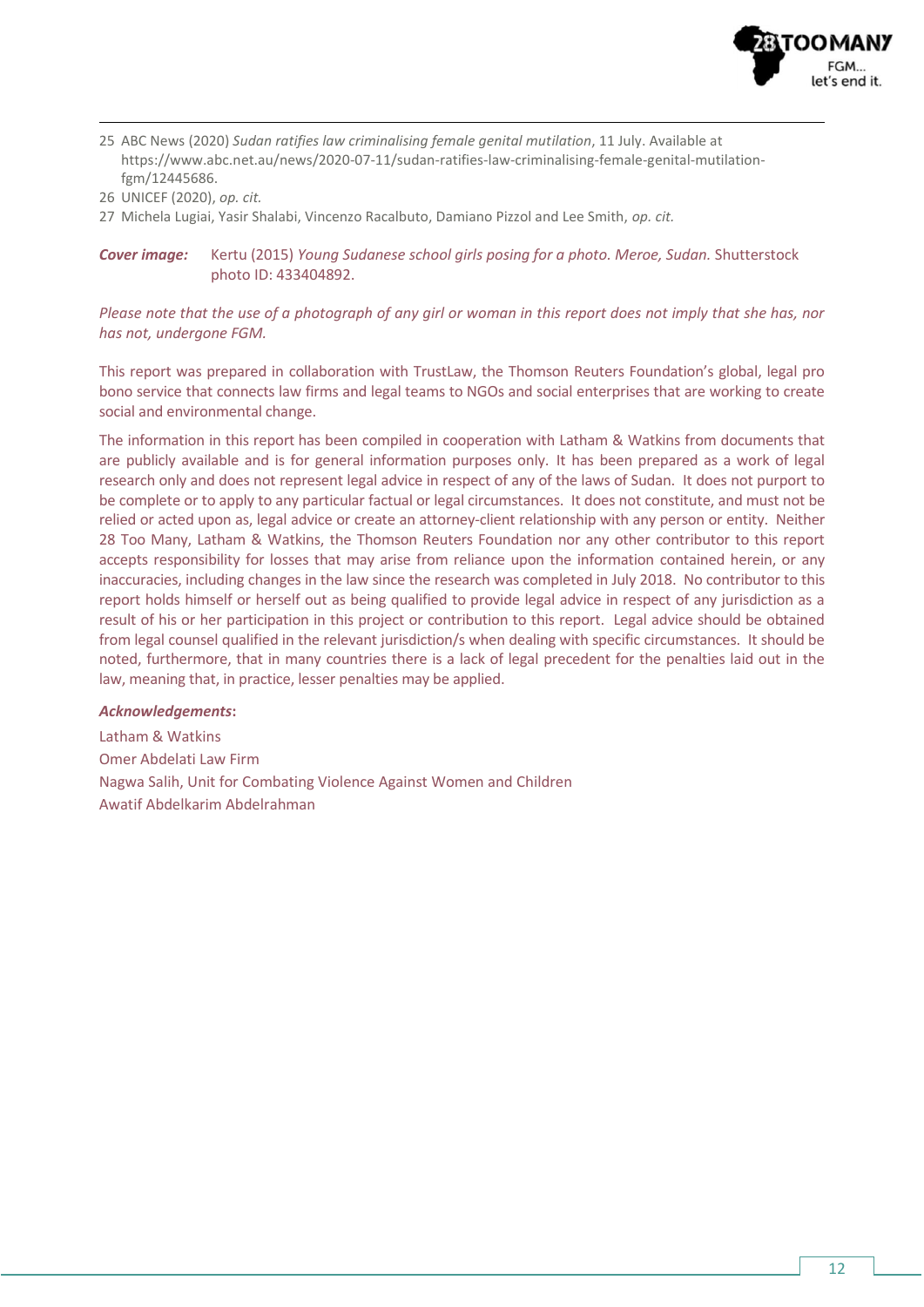25 ABC News (2020) *Sudan ratifies law criminalising female genital mutilation*, 11 July. Available at https://www.abc.net.au/news/2020-07-11/sudan-ratifies-law-criminalising-female-genital-mutilation-fgm/12445686.

26 UNICEF (2020), *op. cit.*

27 Michela Lugiai, Yasir Shalabi, Vincenzo Racalbuto, Damiano Pizzol and Lee Smith, *op. cit.*

***Cover image:*** Kertu (2015) *Young Sudanese school girls posing for a photo. Meroe, Sudan.* Shutterstock photo ID: 433404892.

*Please note that the use of a photograph of any girl or woman in this report does not imply that she has, nor has not, undergone FGM.*

This report was prepared in collaboration with TrustLaw, the Thomson Reuters Foundation's global, legal pro bono service that connects law firms and legal teams to NGOs and social enterprises that are working to create social and environmental change.

The information in this report has been compiled in cooperation with Latham & Watkins from documents that are publicly available and is for general information purposes only. It has been prepared as a work of legal research only and does not represent legal advice in respect of any of the laws of Sudan. It does not purport to be complete or to apply to any particular factual or legal circumstances. It does not constitute, and must not be relied or acted upon as, legal advice or create an attorney-client relationship with any person or entity. Neither 28 Too Many, Latham & Watkins, the Thomson Reuters Foundation nor any other contributor to this report accepts responsibility for losses that may arise from reliance upon the information contained herein, or any inaccuracies, including changes in the law since the research was completed in July 2018. No contributor to this report holds himself or herself out as being qualified to provide legal advice in respect of any jurisdiction as a result of his or her participation in this project or contribution to this report. Legal advice should be obtained from legal counsel qualified in the relevant jurisdiction/s when dealing with specific circumstances. It should be noted, furthermore, that in many countries there is a lack of legal precedent for the penalties laid out in the law, meaning that, in practice, lesser penalties may be applied.

***Acknowledgements*:**

Latham & Watkins

Omer Abdelati Law Firm

Nagwa Salih, Unit for Combating Violence Against Women and Children

Awatif Abdelkarim Abdelrahman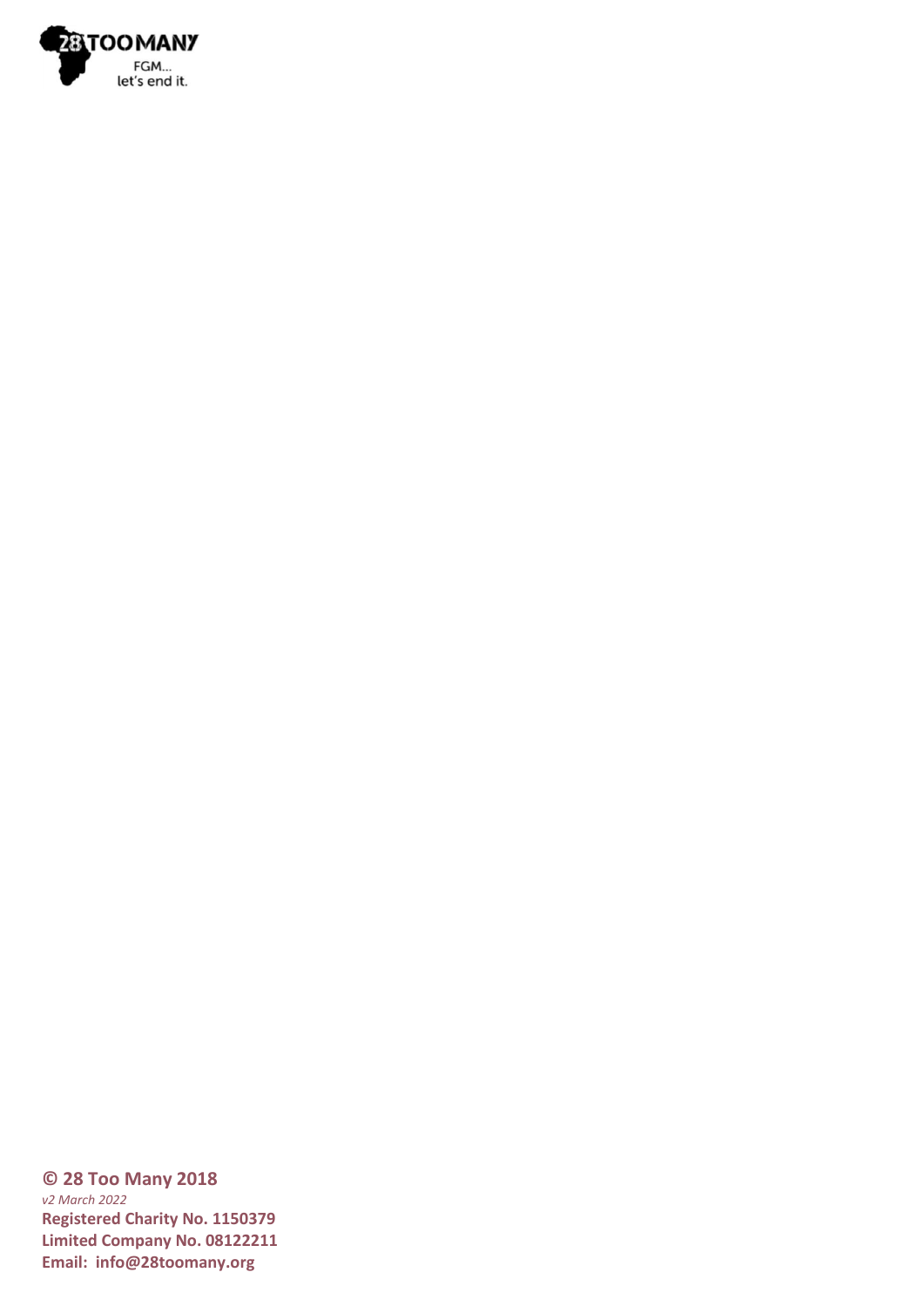**28 TOO MANY**

FGM...
let's end it.

**© 28 Too Many 2018**

*v2 March 2022*

**Registered Charity No. 1150379**

**Limited Company No. 08122211**

**Email: info@28toomany.org**